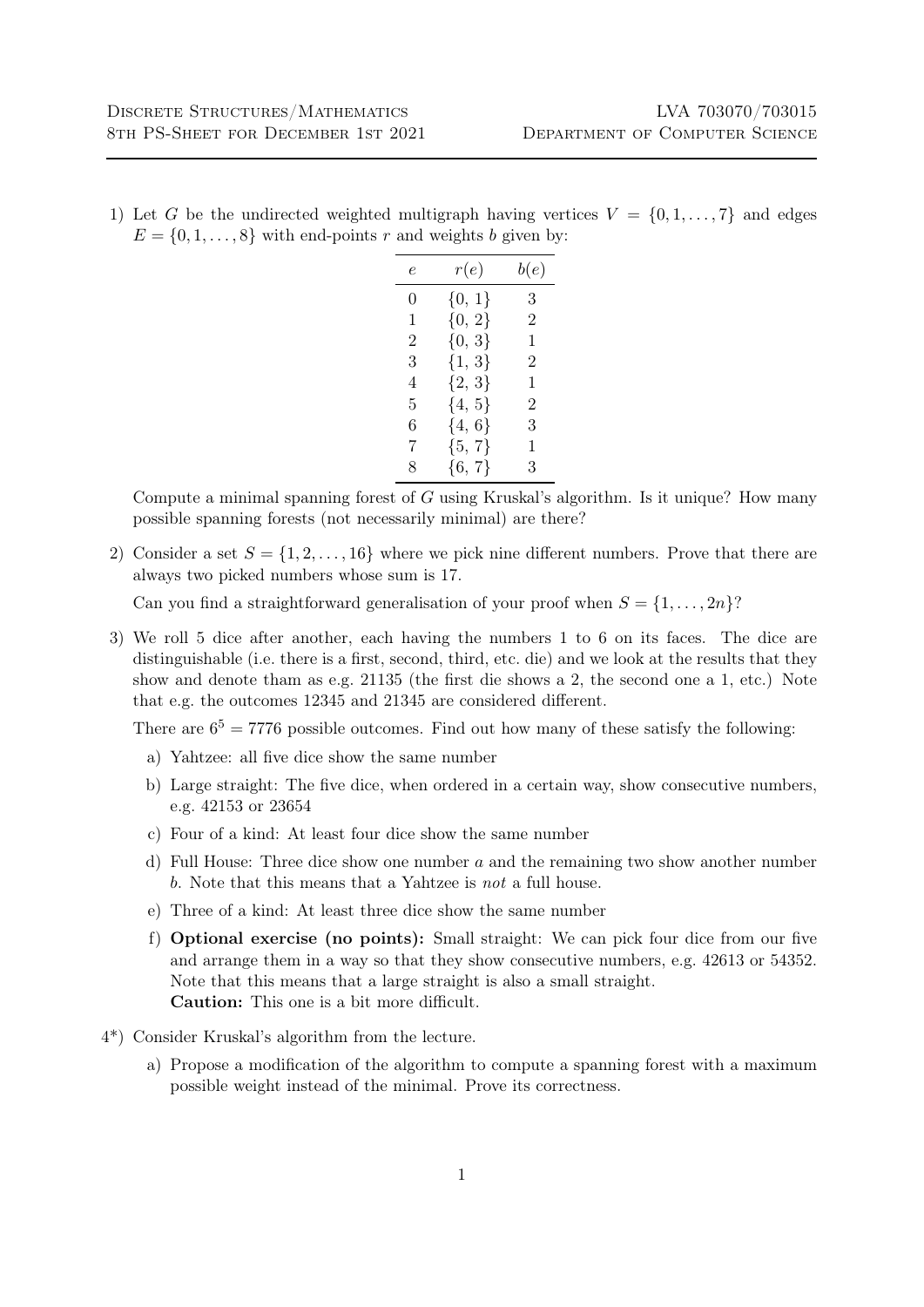1) Let $G$ be the undirected weighted multigraph having vertices $V = \{0, 1, \ldots, 7\}$ and edges $E = \{0, 1, \ldots, 8\}$ with end-points $r$ and weights $b$ given by:

| $e$ | $r(e)$ | $b(e)$ |
|---|---|---|
| 0 | $\{0, 1\}$ | 3 |
| 1 | $\{0, 2\}$ | 2 |
| 2 | $\{0, 3\}$ | 1 |
| 3 | $\{1, 3\}$ | 2 |
| 4 | $\{2, 3\}$ | 1 |
| 5 | $\{4, 5\}$ | 2 |
| 6 | $\{4, 6\}$ | 3 |
| 7 | $\{5, 7\}$ | 1 |
| 8 | $\{6, 7\}$ | 3 |

Compute a minimal spanning forest of $G$ using Kruskal's algorithm. Is it unique? How many possible spanning forests (not necessarily minimal) are there?

2) Consider a set $S = \{1, 2, \ldots, 16\}$ where we pick nine different numbers. Prove that there are always two picked numbers whose sum is 17.

   Can you find a straightforward generalisation of your proof when $S = \{1, \ldots, 2n\}$?

3) We roll 5 dice after another, each having the numbers 1 to 6 on its faces. The dice are distinguishable (i.e. there is a first, second, third, etc. die) and we look at the results that they show and denote tham as e.g. 21135 (the first die shows a 2, the second one a 1, etc.) Note that e.g. the outcomes 12345 and 21345 are considered different.

   There are $6^5 = 7776$ possible outcomes. Find out how many of these satisfy the following:

   a) Yahtzee: all five dice show the same number

   b) Large straight: The five dice, when ordered in a certain way, show consecutive numbers, e.g. 42153 or 23654

   c) Four of a kind: At least four dice show the same number

   d) Full House: Three dice show one number $a$ and the remaining two show another number $b$. Note that this means that a Yahtzee is *not* a full house.

   e) Three of a kind: At least three dice show the same number

   f) **Optional exercise (no points):** Small straight: We can pick four dice from our five and arrange them in a way so that they show consecutive numbers, e.g. 42613 or 54352. Note that this means that a large straight is also a small straight.
   **Caution:** This one is a bit more difficult.

4*) Consider Kruskal's algorithm from the lecture.

   a) Propose a modification of the algorithm to compute a spanning forest with a maximum possible weight instead of the minimal. Prove its correctness.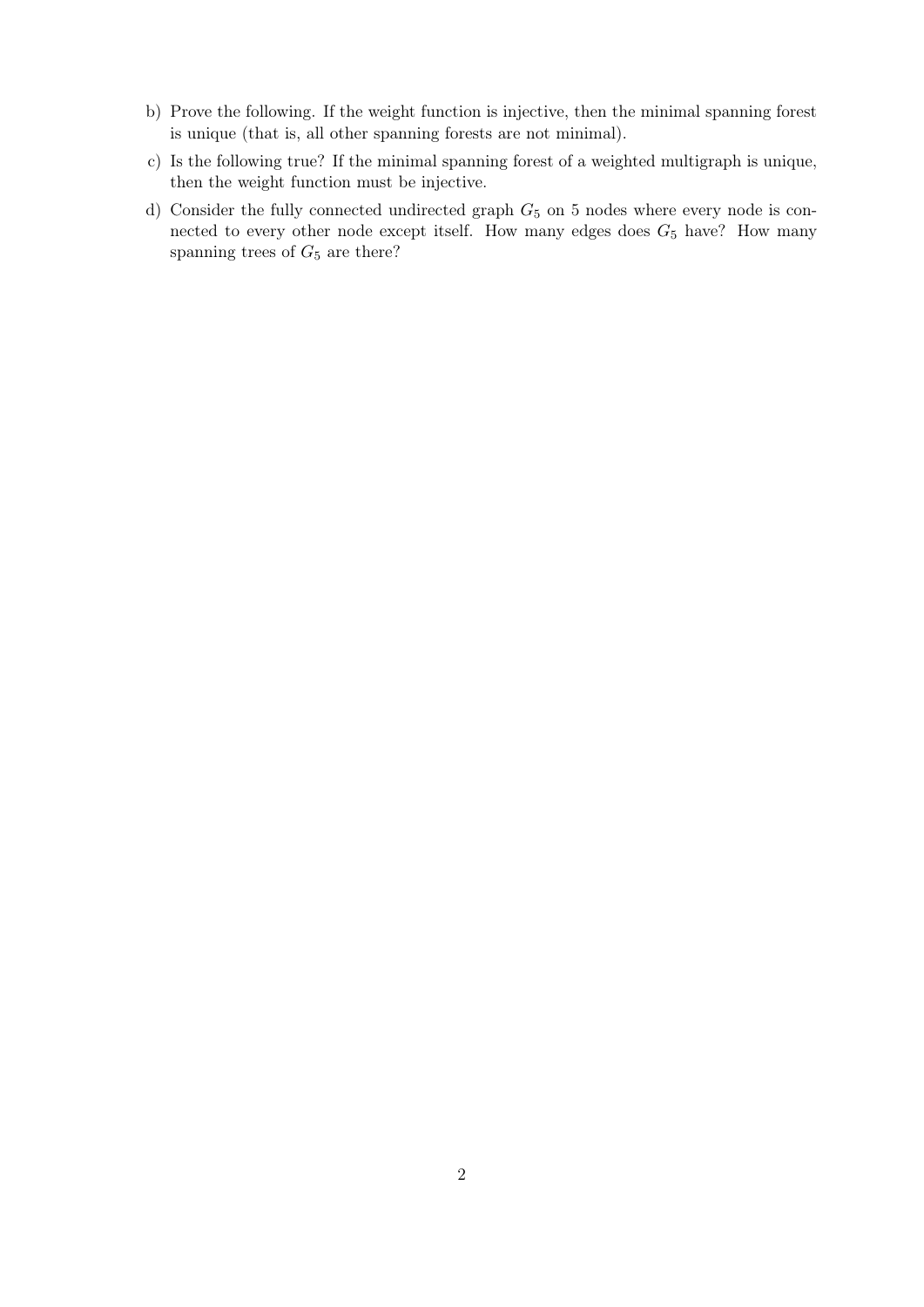b) Prove the following. If the weight function is injective, then the minimal spanning forest is unique (that is, all other spanning forests are not minimal).

c) Is the following true? If the minimal spanning forest of a weighted multigraph is unique, then the weight function must be injective.

d) Consider the fully connected undirected graph $G_5$ on 5 nodes where every node is connected to every other node except itself. How many edges does $G_5$ have? How many spanning trees of $G_5$ are there?